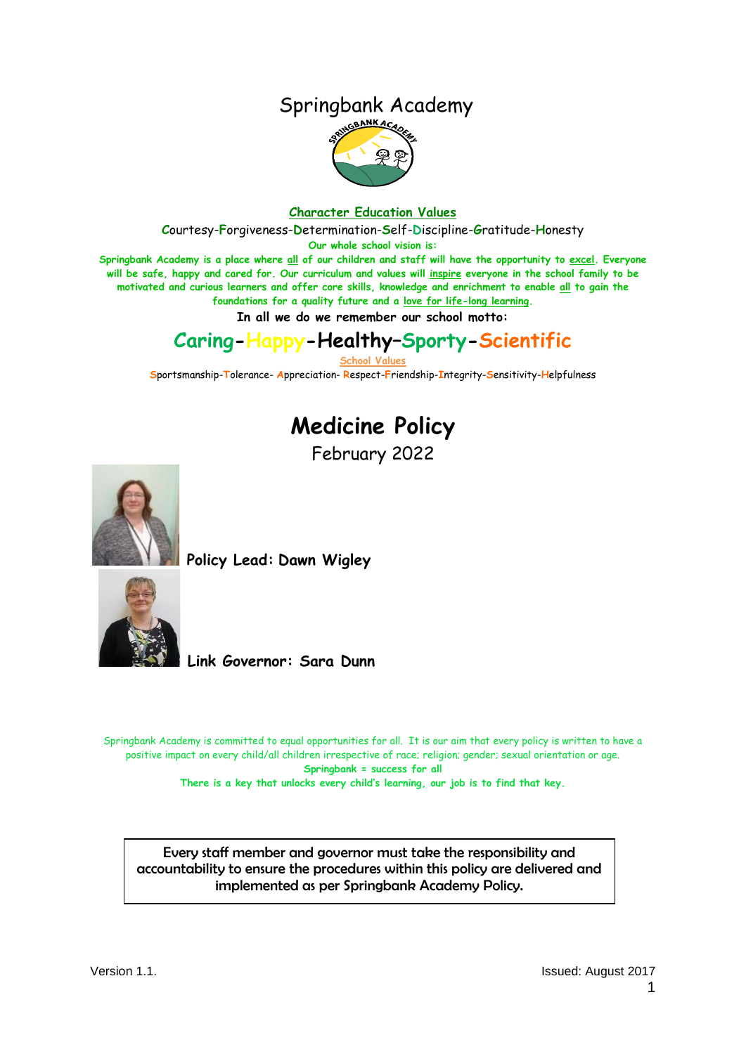# Springbank Academy

## Character Education Values

Courtesy-Forgiveness-Determination-Self-Discipline-Gratitude-Honesty

**Our whole school vision is:**

**Springbank Academy is a place where all of our children and staff will have the opportunity to excel. Everyone will be safe, happy and cared for. Our curriculum and values will inspire everyone in the school family to be motivated and curious learners and offer core skills, knowledge and enrichment to enable all to gain the foundations for a quality future and a love for life-long learning.**

**In all we do we remember our school motto:**

## Caring-Happy-Healthy–Sporty-Scientific

School Values

Sportsmanship-Tolerance- Appreciation- Respect-Friendship-Integrity-Sensitivity-Helpfulness

# Medicine Policy

February 2022

**Policy Lead: Dawn Wigley**

**Link Governor: Sara Dunn**

Springbank Academy is committed to equal opportunities for all. It is our aim that every policy is written to have a positive impact on every child/all children irrespective of race; religion; gender; sexual orientation or age.

**Springbank = success for all**

**There is a key that unlocks every child's learning, our job is to find that key.**

| Every staff member and governor must take the responsibility and accountability to ensure the procedures within this policy are delivered and implemented as per Springbank Academy Policy. |
| --- |

Version 1.1. Issued: August 2017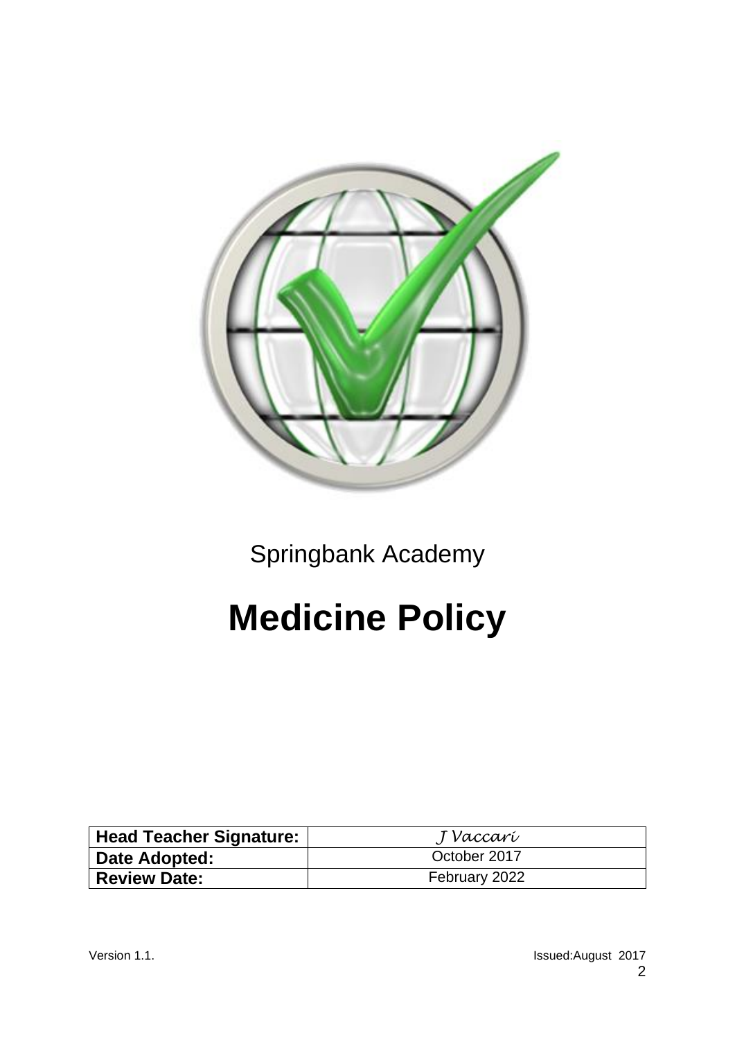Springbank Academy

# Medicine Policy

| Head Teacher Signature: | J Vaccari |
|---|---|
| Date Adopted: | October 2017 |
| Review Date: | February 2022 |

Version 1.1.

Issued:August 2017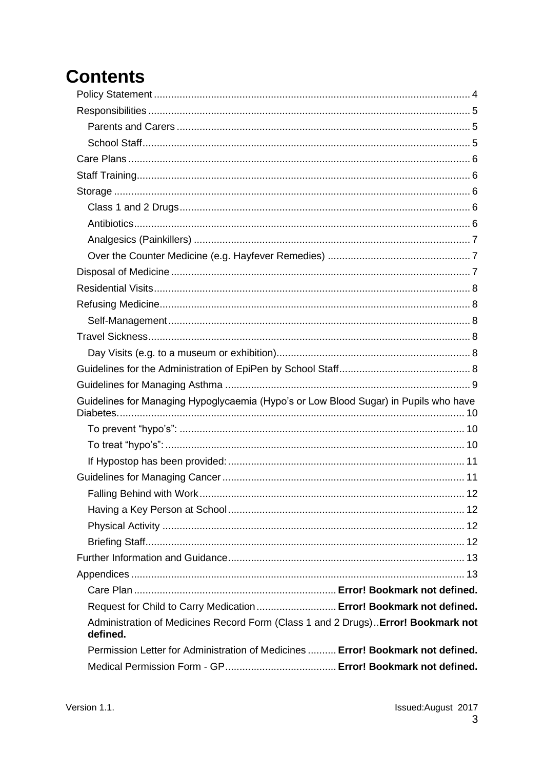# Contents

- Policy Statement ..... 4
- Responsibilities ..... 5
  - Parents and Carers ..... 5
  - School Staff ..... 5
- Care Plans ..... 6
- Staff Training ..... 6
- Storage ..... 6
  - Class 1 and 2 Drugs ..... 6
  - Antibiotics ..... 6
  - Analgesics (Painkillers) ..... 7
  - Over the Counter Medicine (e.g. Hayfever Remedies) ..... 7
- Disposal of Medicine ..... 7
- Residential Visits ..... 8
- Refusing Medicine ..... 8
  - Self-Management ..... 8
- Travel Sickness ..... 8
  - Day Visits (e.g. to a museum or exhibition) ..... 8
- Guidelines for the Administration of EpiPen by School Staff ..... 8
- Guidelines for Managing Asthma ..... 9
- Guidelines for Managing Hypoglycaemia (Hypo's or Low Blood Sugar) in Pupils who have Diabetes ..... 10
  - To prevent "hypo's": ..... 10
  - To treat "hypo's": ..... 10
  - If Hypostop has been provided: ..... 11
- Guidelines for Managing Cancer ..... 11
  - Falling Behind with Work ..... 12
  - Having a Key Person at School ..... 12
  - Physical Activity ..... 12
  - Briefing Staff ..... 12
- Further Information and Guidance ..... 13
- Appendices ..... 13
  - Care Plan ..... **Error! Bookmark not defined.**
  - Request for Child to Carry Medication ..... **Error! Bookmark not defined.**
  - Administration of Medicines Record Form (Class 1 and 2 Drugs) .. **Error! Bookmark not defined.**
  - Permission Letter for Administration of Medicines ..... **Error! Bookmark not defined.**
  - Medical Permission Form - GP ..... **Error! Bookmark not defined.**

Version 1.1. Issued: August 2017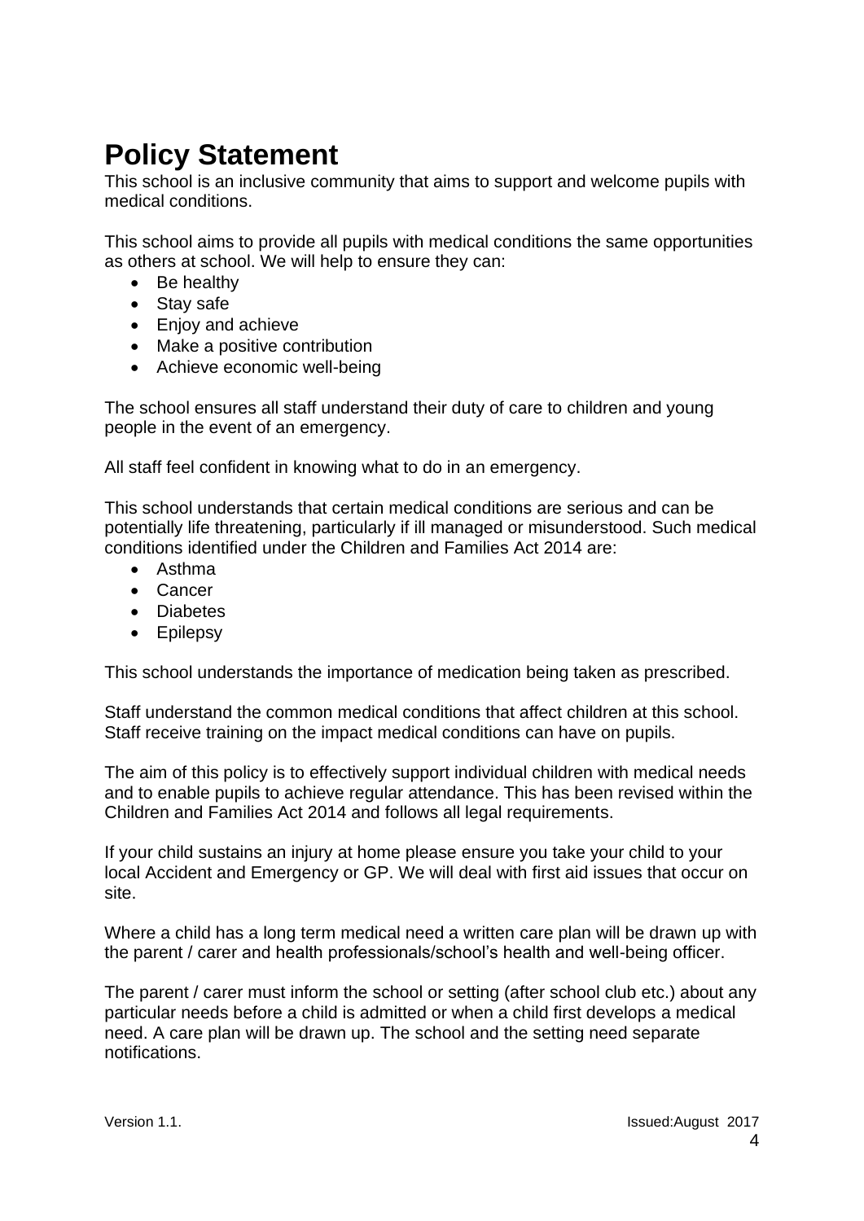# Policy Statement

This school is an inclusive community that aims to support and welcome pupils with medical conditions.

This school aims to provide all pupils with medical conditions the same opportunities as others at school. We will help to ensure they can:

- Be healthy
- Stay safe
- Enjoy and achieve
- Make a positive contribution
- Achieve economic well-being

The school ensures all staff understand their duty of care to children and young people in the event of an emergency.

All staff feel confident in knowing what to do in an emergency.

This school understands that certain medical conditions are serious and can be potentially life threatening, particularly if ill managed or misunderstood. Such medical conditions identified under the Children and Families Act 2014 are:

- Asthma
- Cancer
- Diabetes
- Epilepsy

This school understands the importance of medication being taken as prescribed.

Staff understand the common medical conditions that affect children at this school. Staff receive training on the impact medical conditions can have on pupils.

The aim of this policy is to effectively support individual children with medical needs and to enable pupils to achieve regular attendance. This has been revised within the Children and Families Act 2014 and follows all legal requirements.

If your child sustains an injury at home please ensure you take your child to your local Accident and Emergency or GP. We will deal with first aid issues that occur on site.

Where a child has a long term medical need a written care plan will be drawn up with the parent / carer and health professionals/school's health and well-being officer.

The parent / carer must inform the school or setting (after school club etc.) about any particular needs before a child is admitted or when a child first develops a medical need. A care plan will be drawn up. The school and the setting need separate notifications.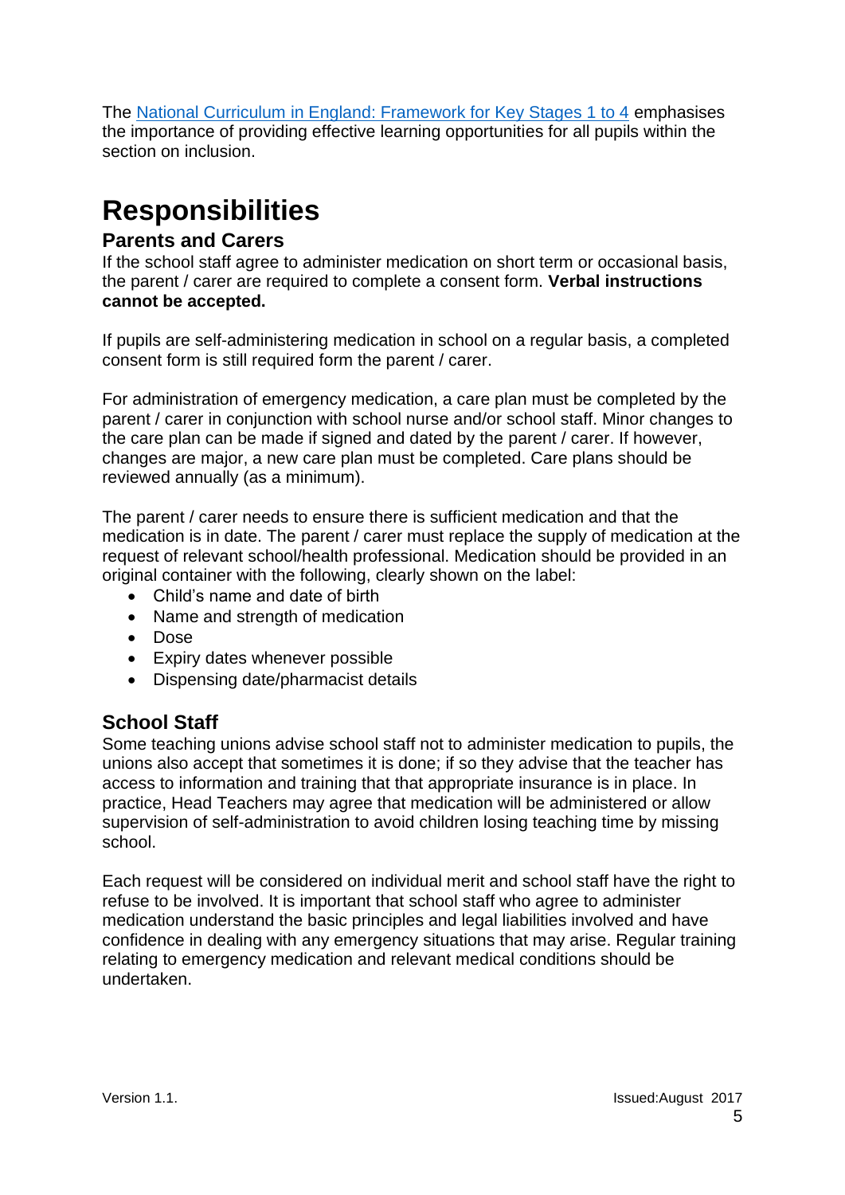The [National Curriculum in England: Framework for Key Stages 1 to 4](#) emphasises the importance of providing effective learning opportunities for all pupils within the section on inclusion.

# Responsibilities

## Parents and Carers

If the school staff agree to administer medication on short term or occasional basis, the parent / carer are required to complete a consent form. **Verbal instructions cannot be accepted.**

If pupils are self-administering medication in school on a regular basis, a completed consent form is still required form the parent / carer.

For administration of emergency medication, a care plan must be completed by the parent / carer in conjunction with school nurse and/or school staff. Minor changes to the care plan can be made if signed and dated by the parent / carer. If however, changes are major, a new care plan must be completed. Care plans should be reviewed annually (as a minimum).

The parent / carer needs to ensure there is sufficient medication and that the medication is in date. The parent / carer must replace the supply of medication at the request of relevant school/health professional. Medication should be provided in an original container with the following, clearly shown on the label:

- Child's name and date of birth
- Name and strength of medication
- Dose
- Expiry dates whenever possible
- Dispensing date/pharmacist details

## School Staff

Some teaching unions advise school staff not to administer medication to pupils, the unions also accept that sometimes it is done; if so they advise that the teacher has access to information and training that that appropriate insurance is in place. In practice, Head Teachers may agree that medication will be administered or allow supervision of self-administration to avoid children losing teaching time by missing school.

Each request will be considered on individual merit and school staff have the right to refuse to be involved. It is important that school staff who agree to administer medication understand the basic principles and legal liabilities involved and have confidence in dealing with any emergency situations that may arise. Regular training relating to emergency medication and relevant medical conditions should be undertaken.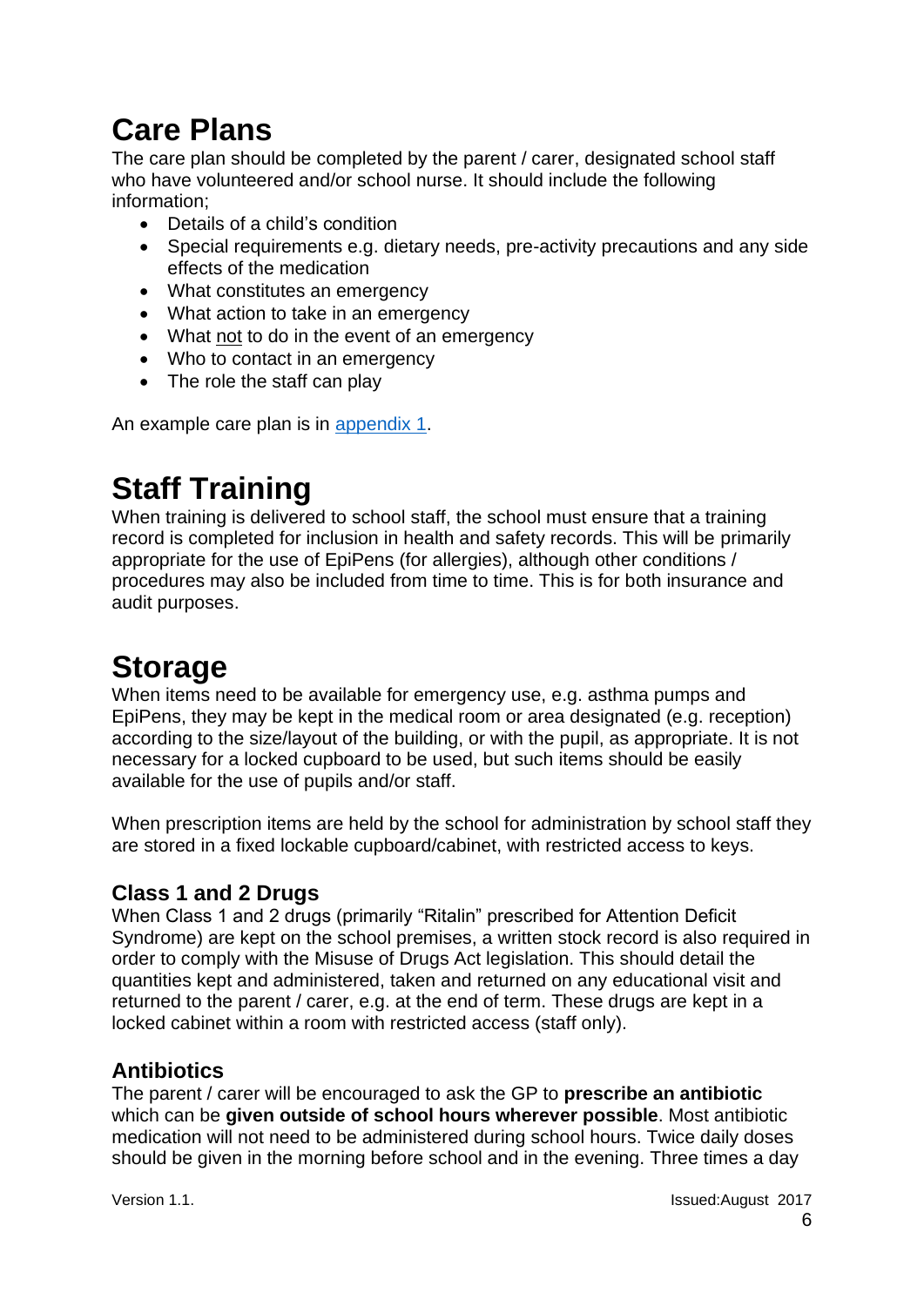# Care Plans

The care plan should be completed by the parent / carer, designated school staff who have volunteered and/or school nurse. It should include the following information;

- Details of a child's condition
- Special requirements e.g. dietary needs, pre-activity precautions and any side effects of the medication
- What constitutes an emergency
- What action to take in an emergency
- What not to do in the event of an emergency
- Who to contact in an emergency
- The role the staff can play

An example care plan is in appendix 1.

# Staff Training

When training is delivered to school staff, the school must ensure that a training record is completed for inclusion in health and safety records. This will be primarily appropriate for the use of EpiPens (for allergies), although other conditions / procedures may also be included from time to time. This is for both insurance and audit purposes.

# Storage

When items need to be available for emergency use, e.g. asthma pumps and EpiPens, they may be kept in the medical room or area designated (e.g. reception) according to the size/layout of the building, or with the pupil, as appropriate. It is not necessary for a locked cupboard to be used, but such items should be easily available for the use of pupils and/or staff.

When prescription items are held by the school for administration by school staff they are stored in a fixed lockable cupboard/cabinet, with restricted access to keys.

## Class 1 and 2 Drugs

When Class 1 and 2 drugs (primarily "Ritalin" prescribed for Attention Deficit Syndrome) are kept on the school premises, a written stock record is also required in order to comply with the Misuse of Drugs Act legislation. This should detail the quantities kept and administered, taken and returned on any educational visit and returned to the parent / carer, e.g. at the end of term. These drugs are kept in a locked cabinet within a room with restricted access (staff only).

## Antibiotics

The parent / carer will be encouraged to ask the GP to **prescribe an antibiotic** which can be **given outside of school hours wherever possible**. Most antibiotic medication will not need to be administered during school hours. Twice daily doses should be given in the morning before school and in the evening. Three times a day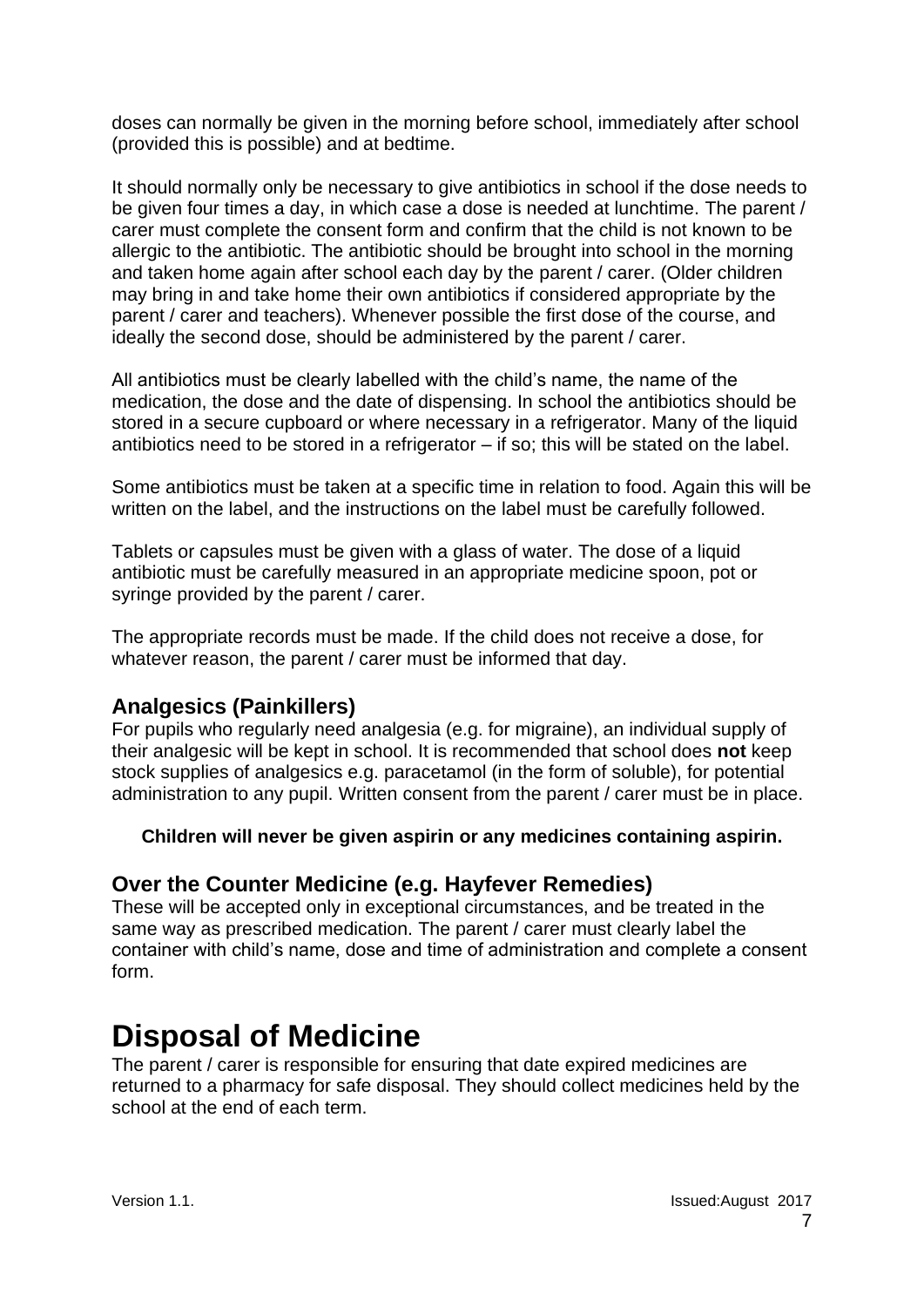doses can normally be given in the morning before school, immediately after school (provided this is possible) and at bedtime.

It should normally only be necessary to give antibiotics in school if the dose needs to be given four times a day, in which case a dose is needed at lunchtime. The parent / carer must complete the consent form and confirm that the child is not known to be allergic to the antibiotic. The antibiotic should be brought into school in the morning and taken home again after school each day by the parent / carer. (Older children may bring in and take home their own antibiotics if considered appropriate by the parent / carer and teachers). Whenever possible the first dose of the course, and ideally the second dose, should be administered by the parent / carer.

All antibiotics must be clearly labelled with the child's name, the name of the medication, the dose and the date of dispensing. In school the antibiotics should be stored in a secure cupboard or where necessary in a refrigerator. Many of the liquid antibiotics need to be stored in a refrigerator – if so; this will be stated on the label.

Some antibiotics must be taken at a specific time in relation to food. Again this will be written on the label, and the instructions on the label must be carefully followed.

Tablets or capsules must be given with a glass of water. The dose of a liquid antibiotic must be carefully measured in an appropriate medicine spoon, pot or syringe provided by the parent / carer.

The appropriate records must be made. If the child does not receive a dose, for whatever reason, the parent / carer must be informed that day.

### Analgesics (Painkillers)

For pupils who regularly need analgesia (e.g. for migraine), an individual supply of their analgesic will be kept in school. It is recommended that school does **not** keep stock supplies of analgesics e.g. paracetamol (in the form of soluble), for potential administration to any pupil. Written consent from the parent / carer must be in place.

**Children will never be given aspirin or any medicines containing aspirin.**

### Over the Counter Medicine (e.g. Hayfever Remedies)

These will be accepted only in exceptional circumstances, and be treated in the same way as prescribed medication. The parent / carer must clearly label the container with child's name, dose and time of administration and complete a consent form.

# Disposal of Medicine

The parent / carer is responsible for ensuring that date expired medicines are returned to a pharmacy for safe disposal. They should collect medicines held by the school at the end of each term.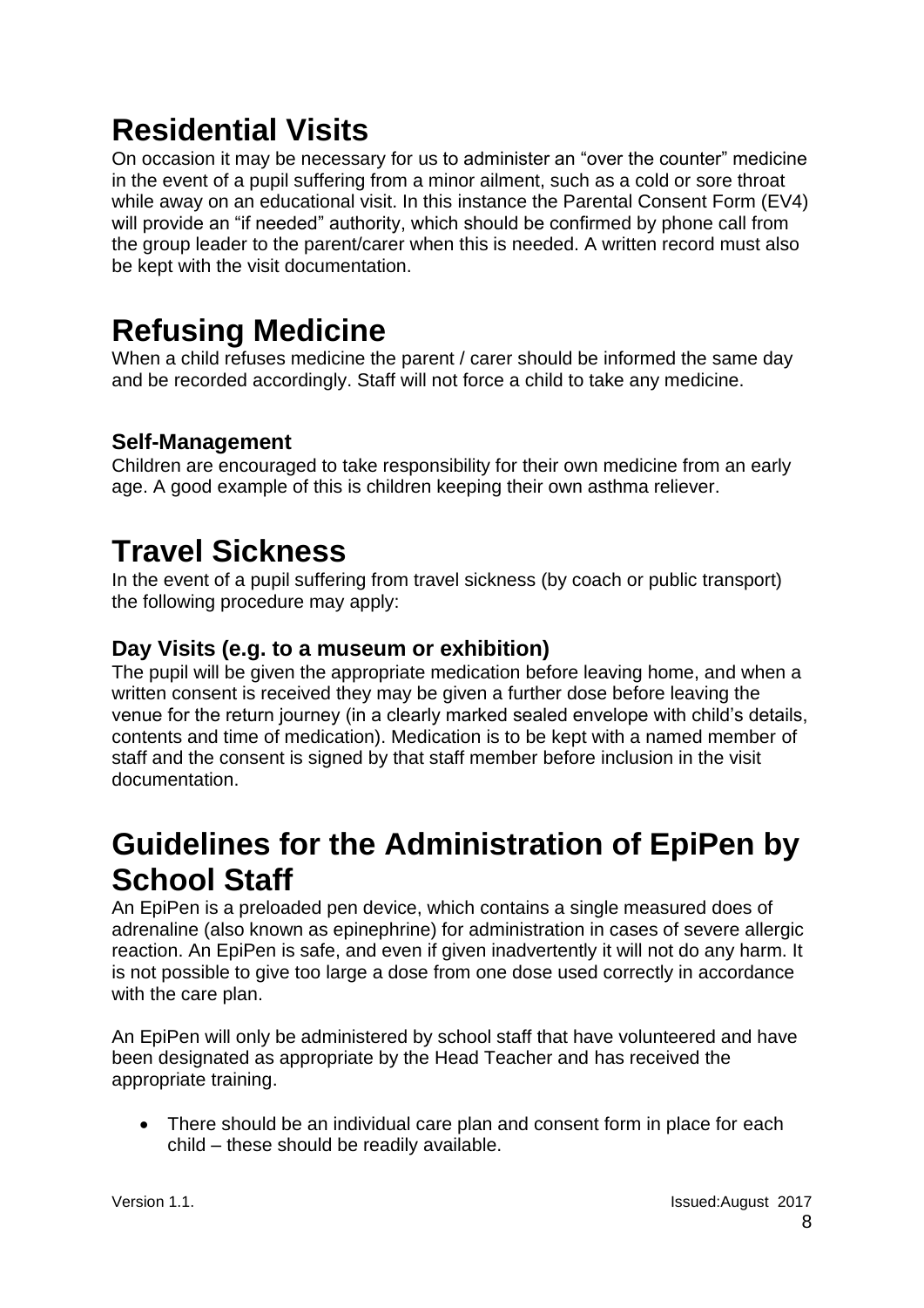# Residential Visits

On occasion it may be necessary for us to administer an "over the counter" medicine in the event of a pupil suffering from a minor ailment, such as a cold or sore throat while away on an educational visit. In this instance the Parental Consent Form (EV4) will provide an "if needed" authority, which should be confirmed by phone call from the group leader to the parent/carer when this is needed. A written record must also be kept with the visit documentation.

# Refusing Medicine

When a child refuses medicine the parent / carer should be informed the same day and be recorded accordingly. Staff will not force a child to take any medicine.

### Self-Management

Children are encouraged to take responsibility for their own medicine from an early age. A good example of this is children keeping their own asthma reliever.

# Travel Sickness

In the event of a pupil suffering from travel sickness (by coach or public transport) the following procedure may apply:

### Day Visits (e.g. to a museum or exhibition)

The pupil will be given the appropriate medication before leaving home, and when a written consent is received they may be given a further dose before leaving the venue for the return journey (in a clearly marked sealed envelope with child's details, contents and time of medication). Medication is to be kept with a named member of staff and the consent is signed by that staff member before inclusion in the visit documentation.

# Guidelines for the Administration of EpiPen by School Staff

An EpiPen is a preloaded pen device, which contains a single measured does of adrenaline (also known as epinephrine) for administration in cases of severe allergic reaction. An EpiPen is safe, and even if given inadvertently it will not do any harm. It is not possible to give too large a dose from one dose used correctly in accordance with the care plan.

An EpiPen will only be administered by school staff that have volunteered and have been designated as appropriate by the Head Teacher and has received the appropriate training.

- There should be an individual care plan and consent form in place for each child – these should be readily available.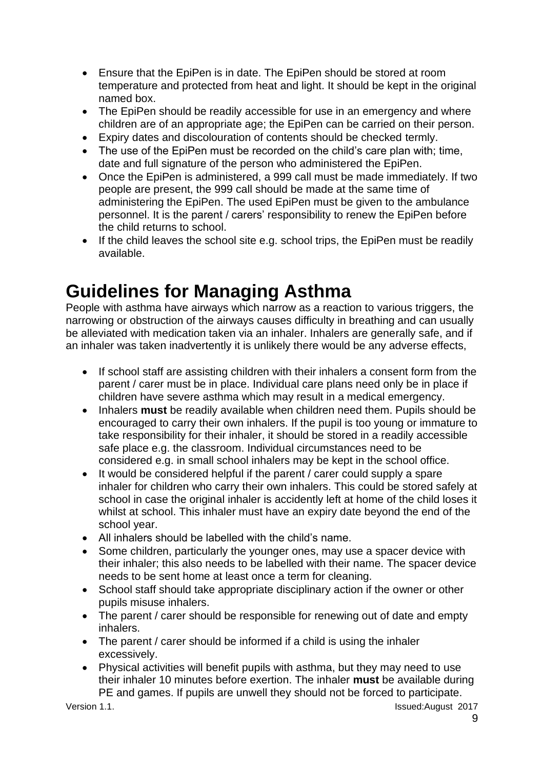- Ensure that the EpiPen is in date. The EpiPen should be stored at room temperature and protected from heat and light. It should be kept in the original named box.
- The EpiPen should be readily accessible for use in an emergency and where children are of an appropriate age; the EpiPen can be carried on their person.
- Expiry dates and discolouration of contents should be checked termly.
- The use of the EpiPen must be recorded on the child's care plan with; time, date and full signature of the person who administered the EpiPen.
- Once the EpiPen is administered, a 999 call must be made immediately. If two people are present, the 999 call should be made at the same time of administering the EpiPen. The used EpiPen must be given to the ambulance personnel. It is the parent / carers' responsibility to renew the EpiPen before the child returns to school.
- If the child leaves the school site e.g. school trips, the EpiPen must be readily available.

# Guidelines for Managing Asthma

People with asthma have airways which narrow as a reaction to various triggers, the narrowing or obstruction of the airways causes difficulty in breathing and can usually be alleviated with medication taken via an inhaler. Inhalers are generally safe, and if an inhaler was taken inadvertently it is unlikely there would be any adverse effects,

- If school staff are assisting children with their inhalers a consent form from the parent / carer must be in place. Individual care plans need only be in place if children have severe asthma which may result in a medical emergency.
- Inhalers **must** be readily available when children need them. Pupils should be encouraged to carry their own inhalers. If the pupil is too young or immature to take responsibility for their inhaler, it should be stored in a readily accessible safe place e.g. the classroom. Individual circumstances need to be considered e.g. in small school inhalers may be kept in the school office.
- It would be considered helpful if the parent / carer could supply a spare inhaler for children who carry their own inhalers. This could be stored safely at school in case the original inhaler is accidently left at home of the child loses it whilst at school. This inhaler must have an expiry date beyond the end of the school year.
- All inhalers should be labelled with the child's name.
- Some children, particularly the younger ones, may use a spacer device with their inhaler; this also needs to be labelled with their name. The spacer device needs to be sent home at least once a term for cleaning.
- School staff should take appropriate disciplinary action if the owner or other pupils misuse inhalers.
- The parent / carer should be responsible for renewing out of date and empty inhalers.
- The parent / carer should be informed if a child is using the inhaler excessively.
- Physical activities will benefit pupils with asthma, but they may need to use their inhaler 10 minutes before exertion. The inhaler **must** be available during PE and games. If pupils are unwell they should not be forced to participate.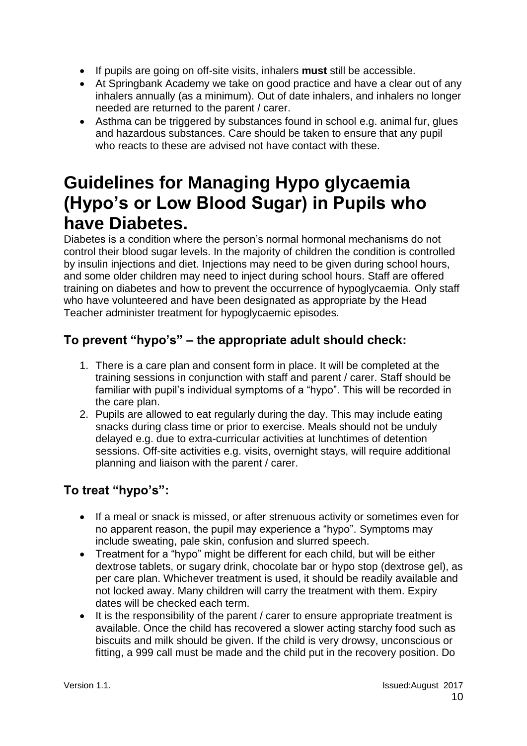- If pupils are going on off-site visits, inhalers **must** still be accessible.
- At Springbank Academy we take on good practice and have a clear out of any inhalers annually (as a minimum). Out of date inhalers, and inhalers no longer needed are returned to the parent / carer.
- Asthma can be triggered by substances found in school e.g. animal fur, glues and hazardous substances. Care should be taken to ensure that any pupil who reacts to these are advised not have contact with these.

# Guidelines for Managing Hypo glycaemia (Hypo's or Low Blood Sugar) in Pupils who have Diabetes.

Diabetes is a condition where the person's normal hormonal mechanisms do not control their blood sugar levels. In the majority of children the condition is controlled by insulin injections and diet. Injections may need to be given during school hours, and some older children may need to inject during school hours. Staff are offered training on diabetes and how to prevent the occurrence of hypoglycaemia. Only staff who have volunteered and have been designated as appropriate by the Head Teacher administer treatment for hypoglycaemic episodes.

### To prevent "hypo's" – the appropriate adult should check:

1. There is a care plan and consent form in place. It will be completed at the training sessions in conjunction with staff and parent / carer. Staff should be familiar with pupil's individual symptoms of a "hypo". This will be recorded in the care plan.
2. Pupils are allowed to eat regularly during the day. This may include eating snacks during class time or prior to exercise. Meals should not be unduly delayed e.g. due to extra-curricular activities at lunchtimes of detention sessions. Off-site activities e.g. visits, overnight stays, will require additional planning and liaison with the parent / carer.

### To treat "hypo's":

- If a meal or snack is missed, or after strenuous activity or sometimes even for no apparent reason, the pupil may experience a "hypo". Symptoms may include sweating, pale skin, confusion and slurred speech.
- Treatment for a "hypo" might be different for each child, but will be either dextrose tablets, or sugary drink, chocolate bar or hypo stop (dextrose gel), as per care plan. Whichever treatment is used, it should be readily available and not locked away. Many children will carry the treatment with them. Expiry dates will be checked each term.
- It is the responsibility of the parent / carer to ensure appropriate treatment is available. Once the child has recovered a slower acting starchy food such as biscuits and milk should be given. If the child is very drowsy, unconscious or fitting, a 999 call must be made and the child put in the recovery position. Do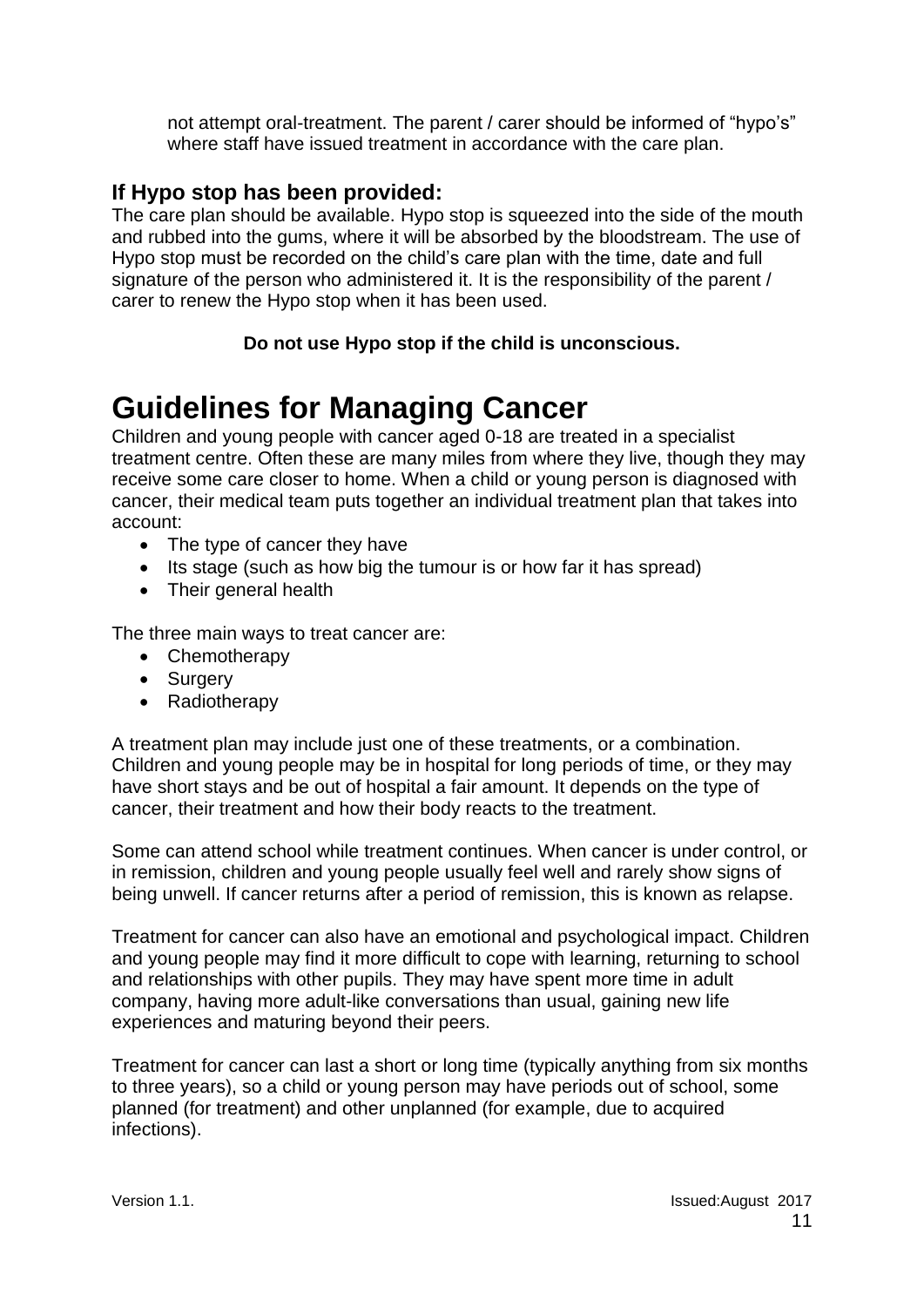not attempt oral-treatment. The parent / carer should be informed of "hypo's" where staff have issued treatment in accordance with the care plan.

### If Hypo stop has been provided:

The care plan should be available. Hypo stop is squeezed into the side of the mouth and rubbed into the gums, where it will be absorbed by the bloodstream. The use of Hypo stop must be recorded on the child's care plan with the time, date and full signature of the person who administered it. It is the responsibility of the parent / carer to renew the Hypo stop when it has been used.

**Do not use Hypo stop if the child is unconscious.**

# Guidelines for Managing Cancer

Children and young people with cancer aged 0-18 are treated in a specialist treatment centre. Often these are many miles from where they live, though they may receive some care closer to home. When a child or young person is diagnosed with cancer, their medical team puts together an individual treatment plan that takes into account:

- The type of cancer they have
- Its stage (such as how big the tumour is or how far it has spread)
- Their general health

The three main ways to treat cancer are:

- Chemotherapy
- Surgery
- Radiotherapy

A treatment plan may include just one of these treatments, or a combination. Children and young people may be in hospital for long periods of time, or they may have short stays and be out of hospital a fair amount. It depends on the type of cancer, their treatment and how their body reacts to the treatment.

Some can attend school while treatment continues. When cancer is under control, or in remission, children and young people usually feel well and rarely show signs of being unwell. If cancer returns after a period of remission, this is known as relapse.

Treatment for cancer can also have an emotional and psychological impact. Children and young people may find it more difficult to cope with learning, returning to school and relationships with other pupils. They may have spent more time in adult company, having more adult-like conversations than usual, gaining new life experiences and maturing beyond their peers.

Treatment for cancer can last a short or long time (typically anything from six months to three years), so a child or young person may have periods out of school, some planned (for treatment) and other unplanned (for example, due to acquired infections).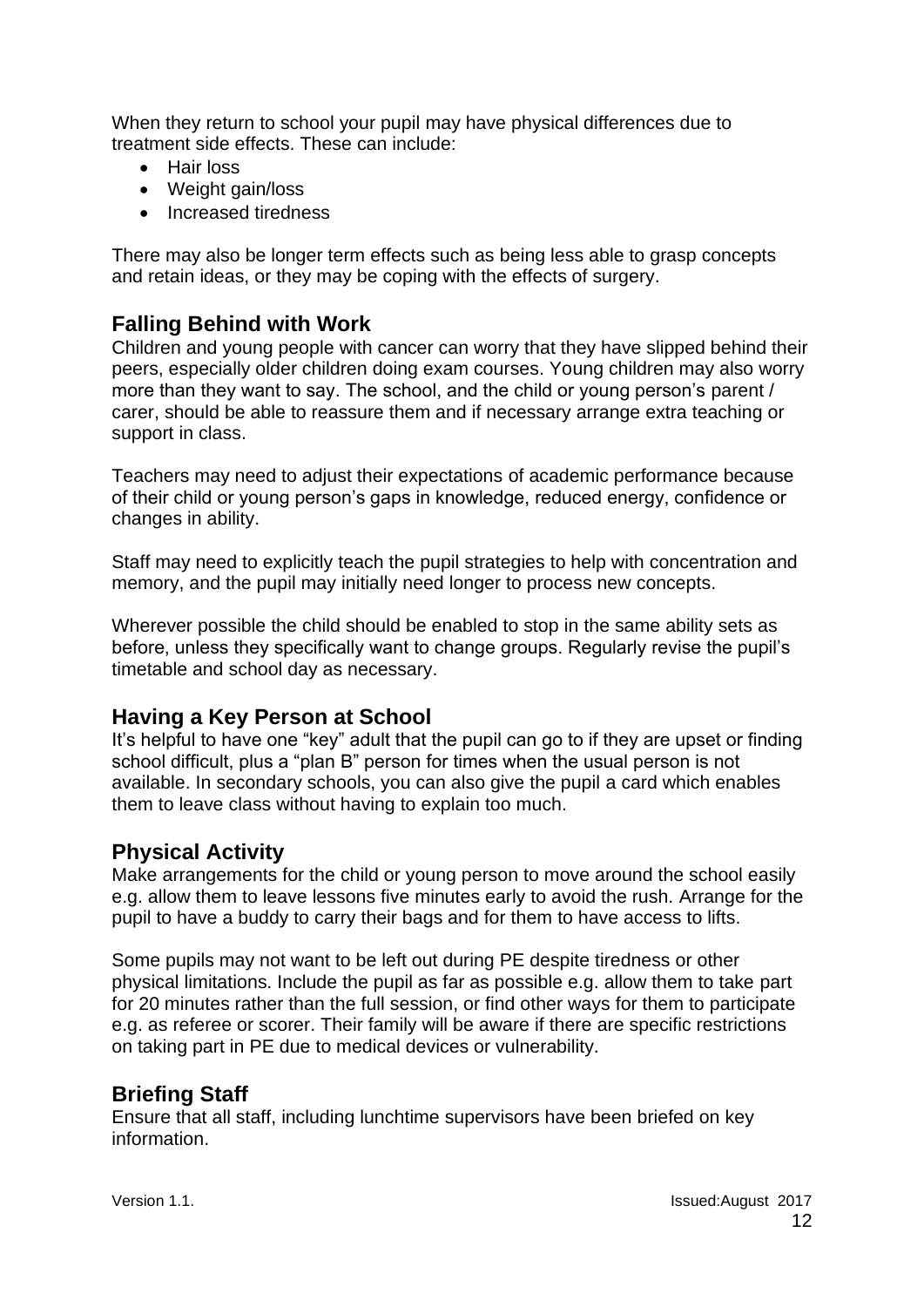When they return to school your pupil may have physical differences due to treatment side effects. These can include:

- Hair loss
- Weight gain/loss
- Increased tiredness

There may also be longer term effects such as being less able to grasp concepts and retain ideas, or they may be coping with the effects of surgery.

## Falling Behind with Work

Children and young people with cancer can worry that they have slipped behind their peers, especially older children doing exam courses. Young children may also worry more than they want to say. The school, and the child or young person's parent / carer, should be able to reassure them and if necessary arrange extra teaching or support in class.

Teachers may need to adjust their expectations of academic performance because of their child or young person's gaps in knowledge, reduced energy, confidence or changes in ability.

Staff may need to explicitly teach the pupil strategies to help with concentration and memory, and the pupil may initially need longer to process new concepts.

Wherever possible the child should be enabled to stop in the same ability sets as before, unless they specifically want to change groups. Regularly revise the pupil's timetable and school day as necessary.

## Having a Key Person at School

It's helpful to have one "key" adult that the pupil can go to if they are upset or finding school difficult, plus a "plan B" person for times when the usual person is not available. In secondary schools, you can also give the pupil a card which enables them to leave class without having to explain too much.

## Physical Activity

Make arrangements for the child or young person to move around the school easily e.g. allow them to leave lessons five minutes early to avoid the rush. Arrange for the pupil to have a buddy to carry their bags and for them to have access to lifts.

Some pupils may not want to be left out during PE despite tiredness or other physical limitations. Include the pupil as far as possible e.g. allow them to take part for 20 minutes rather than the full session, or find other ways for them to participate e.g. as referee or scorer. Their family will be aware if there are specific restrictions on taking part in PE due to medical devices or vulnerability.

## Briefing Staff

Ensure that all staff, including lunchtime supervisors have been briefed on key information.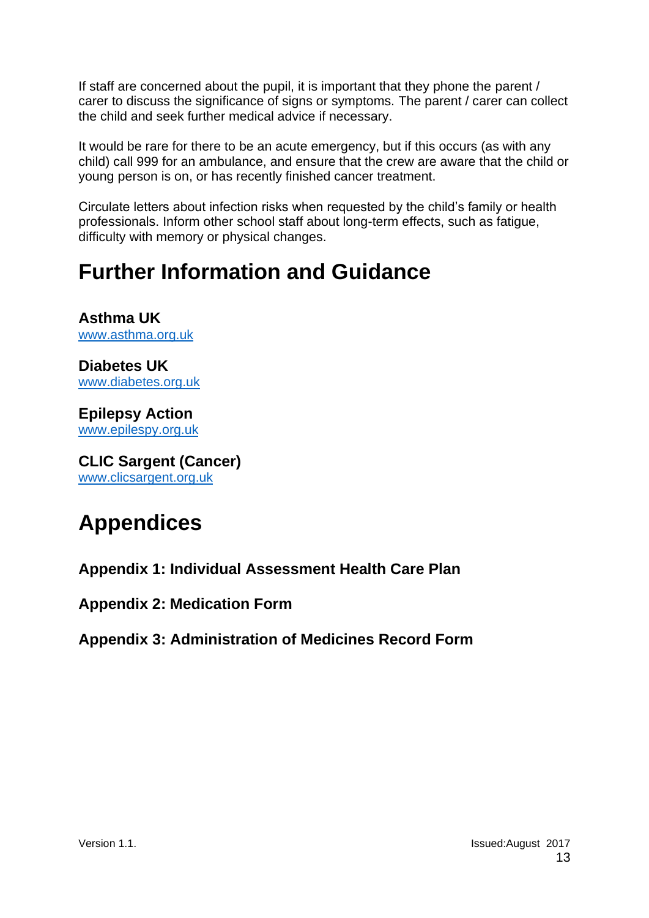If staff are concerned about the pupil, it is important that they phone the parent / carer to discuss the significance of signs or symptoms. The parent / carer can collect the child and seek further medical advice if necessary.

It would be rare for there to be an acute emergency, but if this occurs (as with any child) call 999 for an ambulance, and ensure that the crew are aware that the child or young person is on, or has recently finished cancer treatment.

Circulate letters about infection risks when requested by the child's family or health professionals. Inform other school staff about long-term effects, such as fatigue, difficulty with memory or physical changes.

# Further Information and Guidance

**Asthma UK**
[www.asthma.org.uk](http://www.asthma.org.uk)

**Diabetes UK**
[www.diabetes.org.uk](http://www.diabetes.org.uk)

**Epilepsy Action**
[www.epilespy.org.uk](http://www.epilespy.org.uk)

**CLIC Sargent (Cancer)**
[www.clicsargent.org.uk](http://www.clicsargent.org.uk)

# Appendices

**Appendix 1: Individual Assessment Health Care Plan**

**Appendix 2: Medication Form**

**Appendix 3: Administration of Medicines Record Form**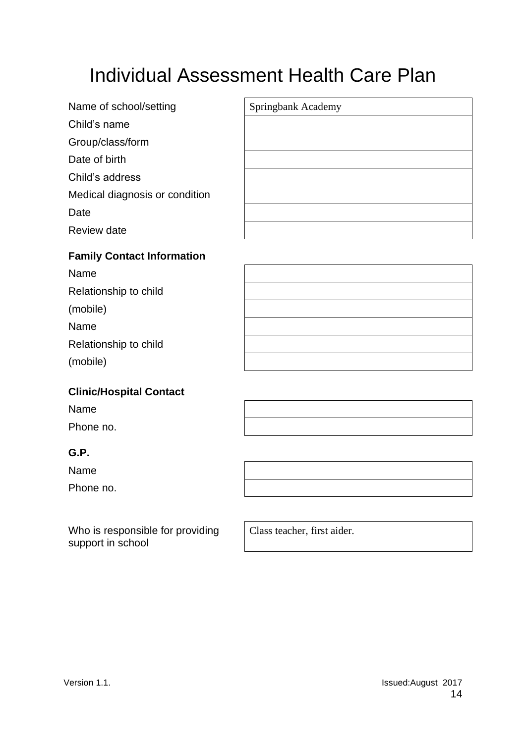# Individual Assessment Health Care Plan

| | |
|---|---|
| Name of school/setting | Springbank Academy |
| Child's name | |
| Group/class/form | |
| Date of birth | |
| Child's address | |
| Medical diagnosis or condition | |
| Date | |
| Review date | |

**Family Contact Information**

| | |
|---|---|
| Name | |
| Relationship to child | |
| (mobile) | |
| Name | |
| Relationship to child | |
| (mobile) | |

**Clinic/Hospital Contact**

| | |
|---|---|
| Name | |
| Phone no. | |

**G.P.**

| | |
|---|---|
| Name | |
| Phone no. | |

| | |
|---|---|
| Who is responsible for providing support in school | Class teacher, first aider. |

Version 1.1. Issued:August 2017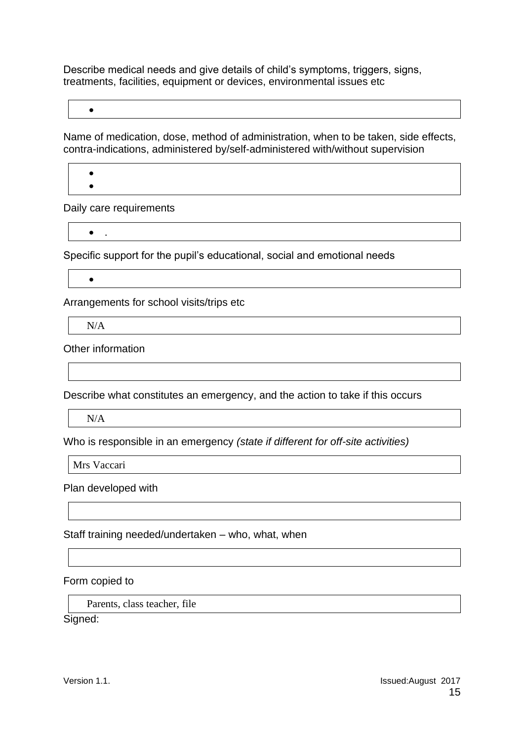Describe medical needs and give details of child's symptoms, triggers, signs, treatments, facilities, equipment or devices, environmental issues etc

- 

Name of medication, dose, method of administration, when to be taken, side effects, contra-indications, administered by/self-administered with/without supervision

- 
- 

Daily care requirements

- .

Specific support for the pupil's educational, social and emotional needs

- 

Arrangements for school visits/trips etc

N/A

Other information

Describe what constitutes an emergency, and the action to take if this occurs

N/A

Who is responsible in an emergency *(state if different for off-site activities)*

Mrs Vaccari

Plan developed with

Staff training needed/undertaken – who, what, when

Form copied to

Parents, class teacher, file

Signed:

Version 1.1. Issued:August 2017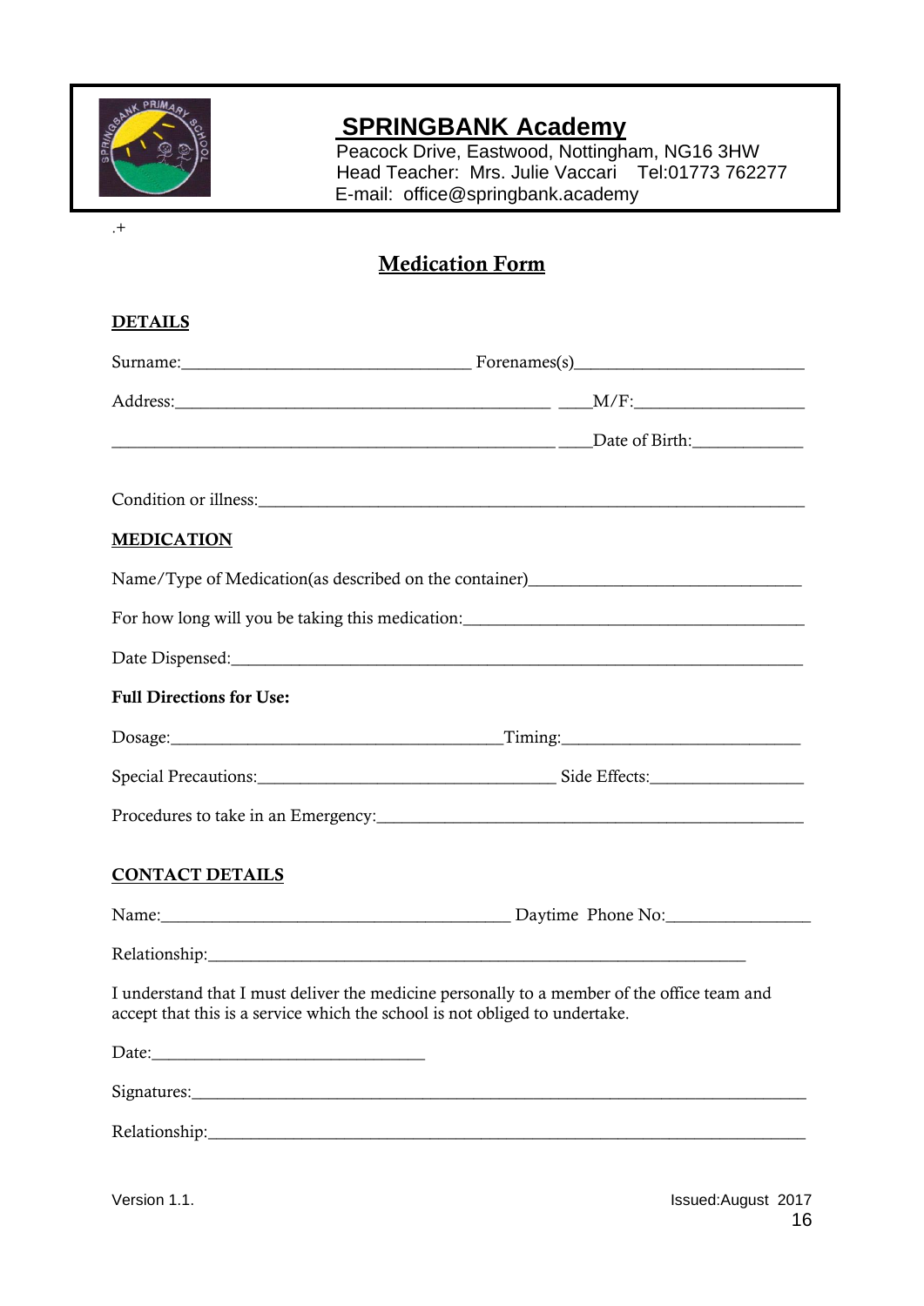# SPRINGBANK Academy

Peacock Drive, Eastwood, Nottingham, NG16 3HW
Head Teacher: Mrs. Julie Vaccari Tel:01773 762277
E-mail: office@springbank.academy

.+

## Medication Form

**DETAILS**

Surname:_________________________________ Forenames(s)__________________________

Address:___________________________________________ ____M/F:___________________

__________________________________________________ ____Date of Birth:____________

Condition or illness:_______________________________________________________________

**MEDICATION**

Name/Type of Medication(as described on the container)_____________________________

For how long will you be taking this medication:_____________________________________

Date Dispensed:___________________________________________________________________

**Full Directions for Use:**

Dosage:______________________________________Timing:___________________________

Special Precautions:_________________________________ Side Effects:_________________

Procedures to take in an Emergency:_________________________________________________

**CONTACT DETAILS**

Name:________________________________________ Daytime Phone No:_______________

Relationship:______________________________________________________________

I understand that I must deliver the medicine personally to a member of the office team and accept that this is a service which the school is not obliged to undertake.

Date:_______________________________

Signatures:_______________________________________________________________________

Relationship:______________________________________________________________________

Version 1.1. Issued:August 2017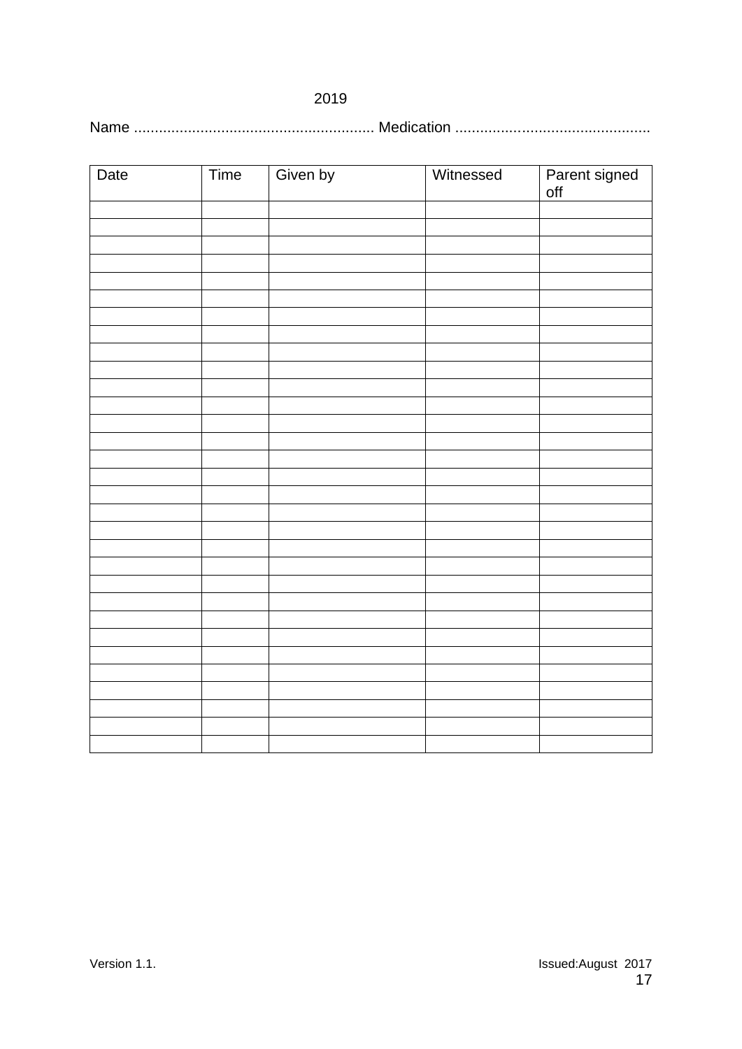2019

Name .......................................................... Medication ..............................................

| Date | Time | Given by | Witnessed | Parent signed off |
|---|---|---|---|---|
| | | | | |
| | | | | |
| | | | | |
| | | | | |
| | | | | |
| | | | | |
| | | | | |
| | | | | |
| | | | | |
| | | | | |
| | | | | |
| | | | | |
| | | | | |
| | | | | |
| | | | | |
| | | | | |
| | | | | |
| | | | | |
| | | | | |
| | | | | |
| | | | | |
| | | | | |
| | | | | |
| | | | | |
| | | | | |
| | | | | |
| | | | | |
| | | | | |
| | | | | |
| | | | | |
| | | | | |

Version 1.1. Issued:August 2017